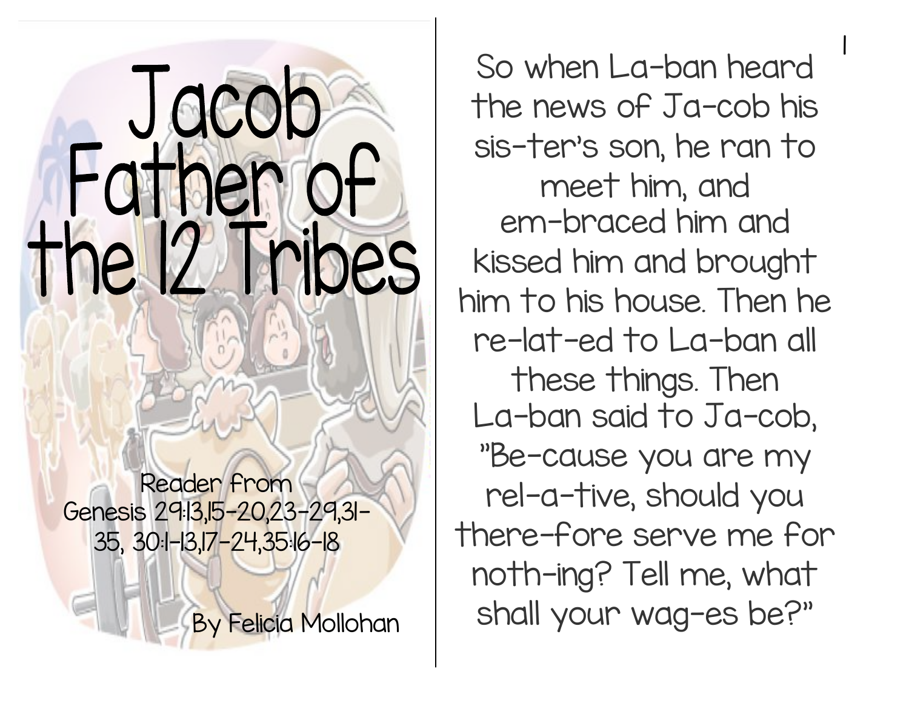# Jacob Father of the 12 Tribes

Reader from Genesis 29:13,15-20,23-29,31-35, 30:1-13,17-24,35:16-18

By Felicia Mollohan

So when La-ban heard the news of Ja-cob his sis-ter's son, he ran to meet him, and em-braced him and kissed him and brought him to his house. Then he re-lat-ed to La-ban all these things. Then La-ban said to Ja-cob, "Be-cause you are my rel-a-tive, should you there-fore serve me for noth-ing? Tell me, what shall your wag-es be?"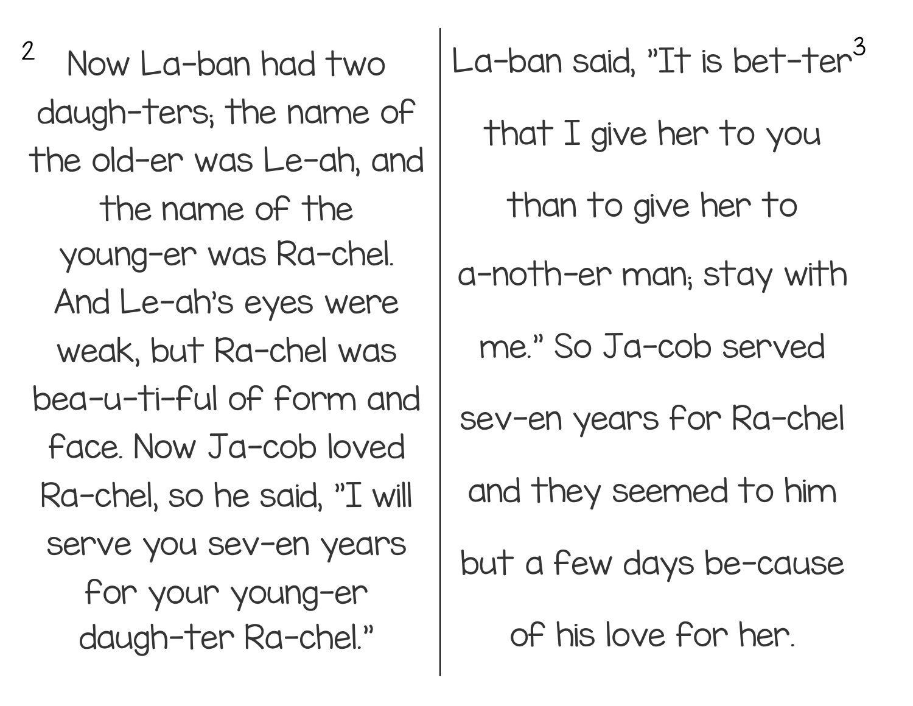Now La-ban had two daugh-ters; the name of the old-er was Le-ah, and the name of the young-er was Ra-chel. And Le-ah's eyes were weak, but Ra-chel was bea-u-ti-ful of form and face. Now Ja-cob loved Ra-chel, so he said, "I will serve you sev-en years for your young-er daugh-ter Ra-chel."

La-ban said, "It is bet-ter that I give her to you than to give her to a-noth-er man; stay with me." So Ja-cob served sev-en years for Ra-chel and they seemed to him but a few days be-cause of his love for her.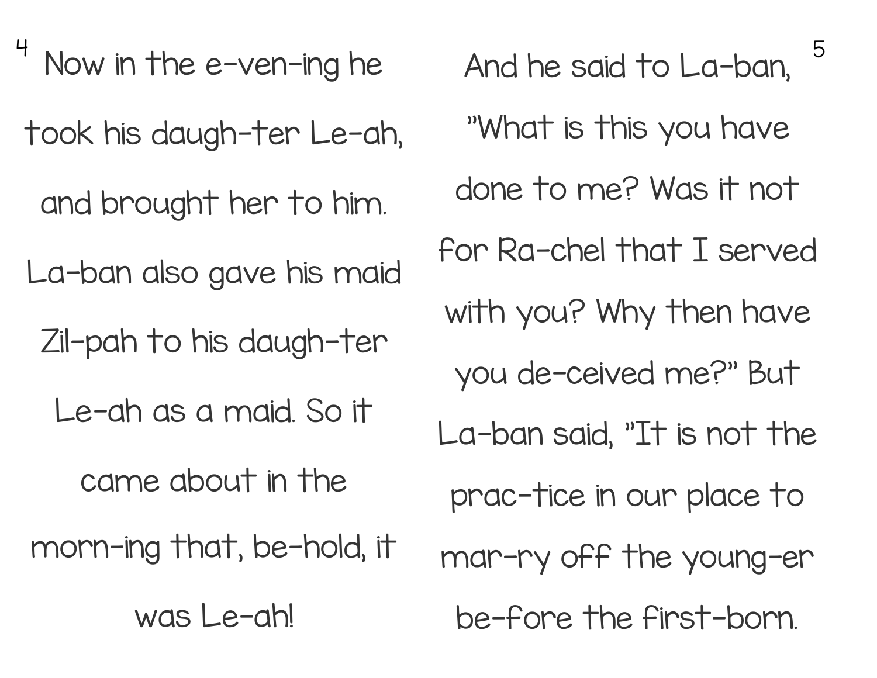Now in the e-ven-ing he took his daugh-ter Le-ah, and brought her to him. La-ban also gave his maid Zil-pah to his daugh-ter Le-ah as a maid. So it came about in the morn-ing that, be-hold, it was Le-ah!

And he said to La-ban, "What is this you have done to me? Was it not for Ra-chel that I served with you? Why then have you de-ceived me?" But La-ban said, "It is not the prac-tice in our place to mar-ry off the young-er be-fore the first-born.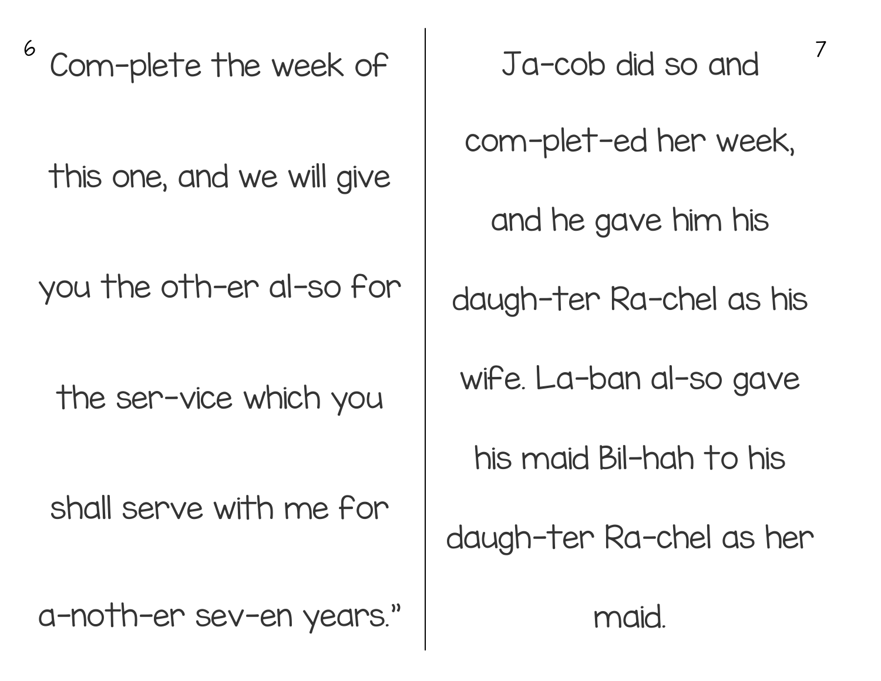Com-plete the week of

this one, and we will give

you the oth-er al-so for

the ser-vice which you

shall serve with me for

a-noth-er sev-en years."

Ja-cob did so and

com-plet-ed her week,

and he gave him his

daugh-ter Ra-chel as his

wife. La-ban al-so gave

his maid Bil-hah to his

daugh-ter Ra-chel as her

maid.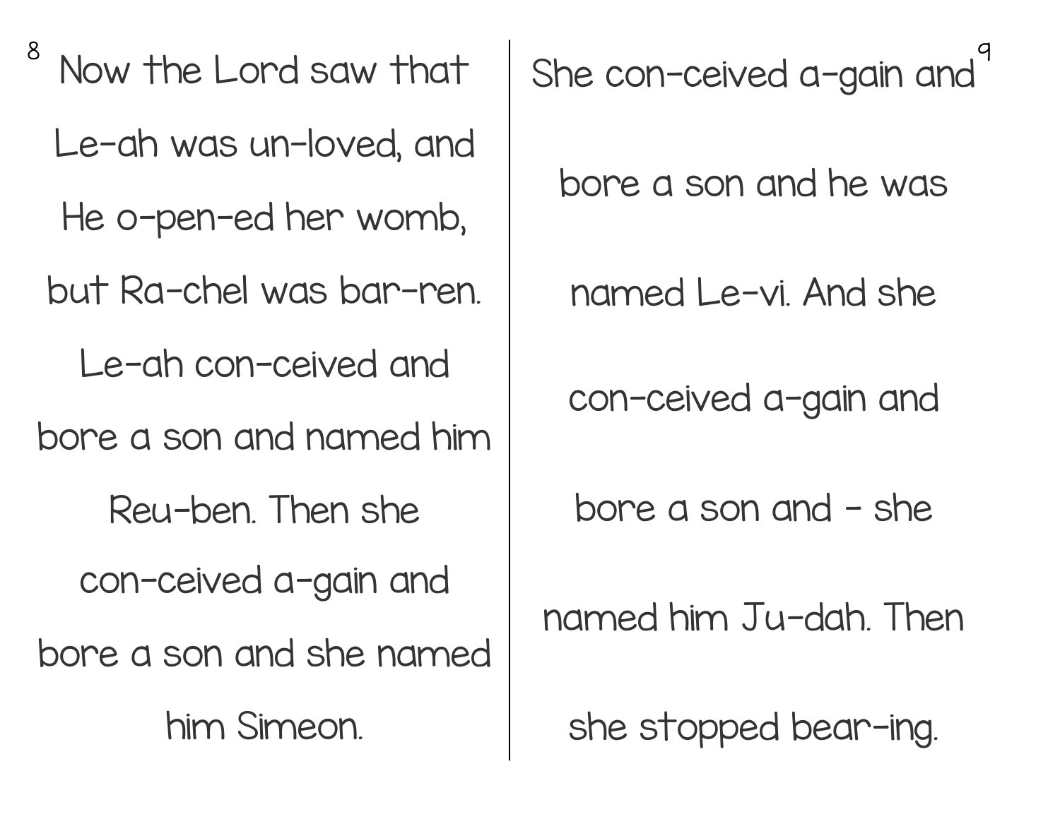Now the Lord saw that
Le-ah was un-loved, and
He o-pen-ed her womb,
but Ra-chel was bar-ren.
Le-ah con-ceived and
bore a son and named him
Reu-ben. Then she
con-ceived a-gain and
bore a son and she named
him Simeon.

She con-ceived a-gain and
bore a son and he was
named Le-vi. And she
con-ceived a-gain and
bore a son and - she
named him Ju-dah. Then
she stopped bear-ing.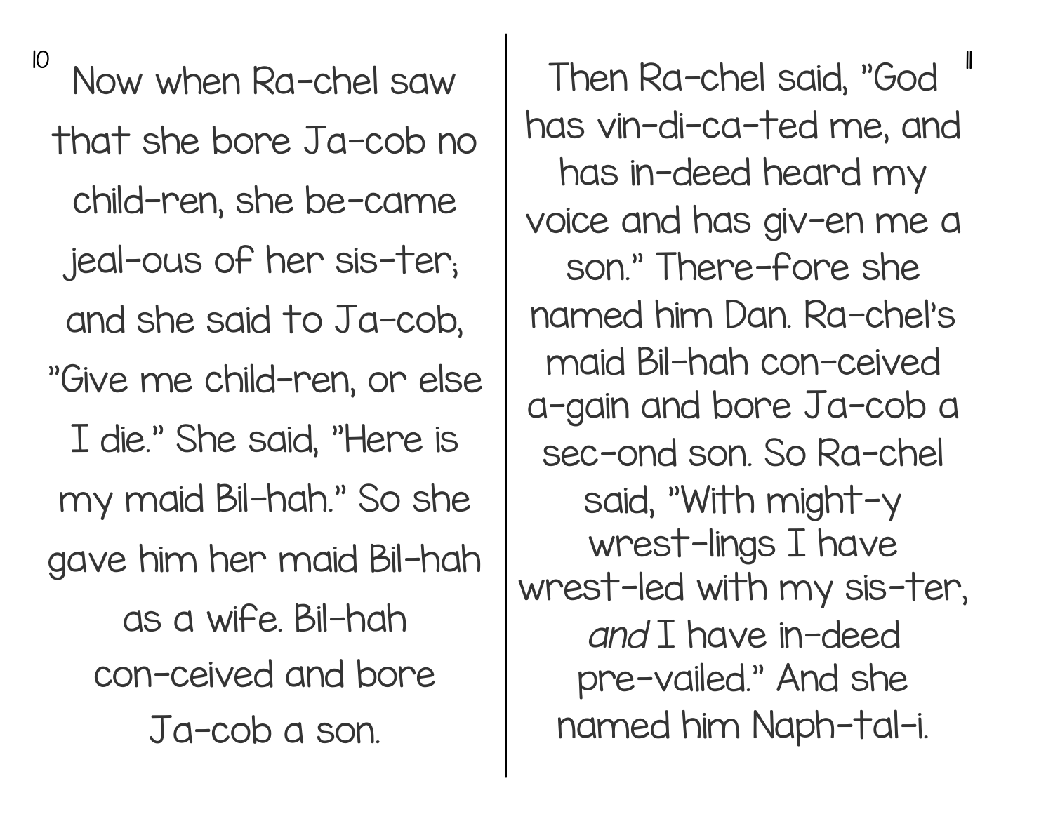Now when Ra-chel saw that she bore Ja-cob no child-ren, she be-came jeal-ous of her sis-ter; and she said to Ja-cob, "Give me child-ren, or else I die." She said, "Here is my maid Bil-hah." So she gave him her maid Bil-hah as a wife. Bil-hah con-ceived and bore Ja-cob a son.

Then Ra-chel said, "God has vin-di-ca-ted me, and has in-deed heard my voice and has giv-en me a son." There-fore she named him Dan. Ra-chel's maid Bil-hah con-ceived a-gain and bore Ja-cob a sec-ond son. So Ra-chel said, "With might-y wrest-lings I have wrest-led with my sis-ter, *and* I have in-deed pre-vailed." And she named him Naph-tal-i.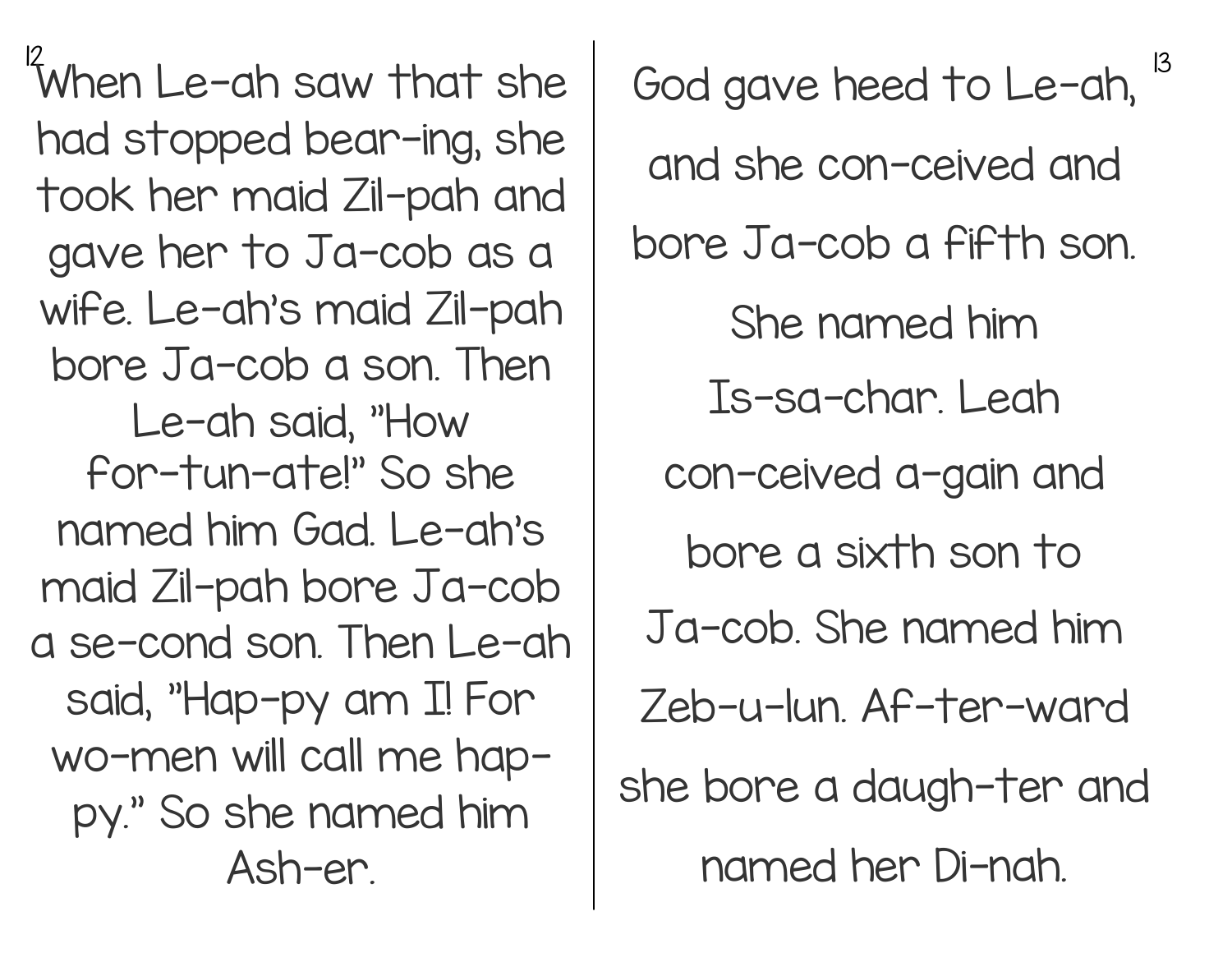When Le-ah saw that she had stopped bear-ing, she took her maid Zil-pah and gave her to Ja-cob as a wife. Le-ah's maid Zil-pah bore Ja-cob a son. Then Le-ah said, "How for-tun-ate!" So she named him Gad. Le-ah's maid Zil-pah bore Ja-cob a se-cond son. Then Le-ah said, "Hap-py am I! For wo-men will call me hap-py." So she named him Ash-er.

God gave heed to Le-ah, and she con-ceived and bore Ja-cob a fifth son. She named him Is-sa-char. Leah con-ceived a-gain and bore a sixth son to Ja-cob. She named him Zeb-u-lun. Af-ter-ward she bore a daugh-ter and named her Di-nah.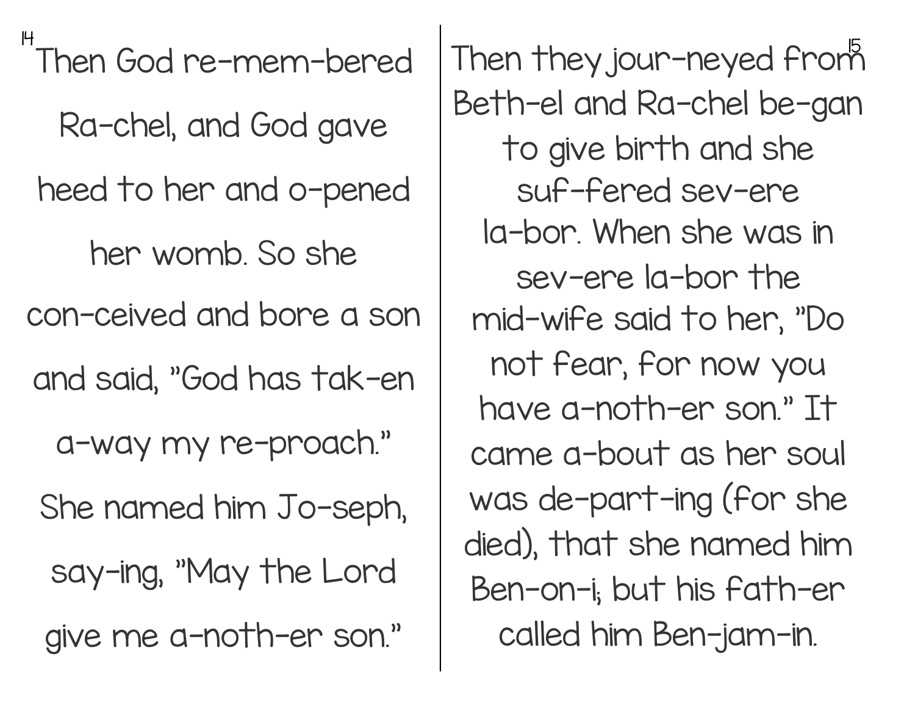Then God re-mem-bered Ra-chel, and God gave heed to her and o-pened her womb. So she con-ceived and bore a son and said, "God has tak-en a-way my re-proach." She named him Jo-seph, say-ing, "May the Lord give me a-noth-er son."

Then they jour-neyed from Beth-el and Ra-chel be-gan to give birth and she suf-fered sev-ere la-bor. When she was in sev-ere la-bor the mid-wife said to her, "Do not fear, for now you have a-noth-er son." It came a-bout as her soul was de-part-ing (for she died), that she named him Ben-on-i; but his fath-er called him Ben-jam-in.